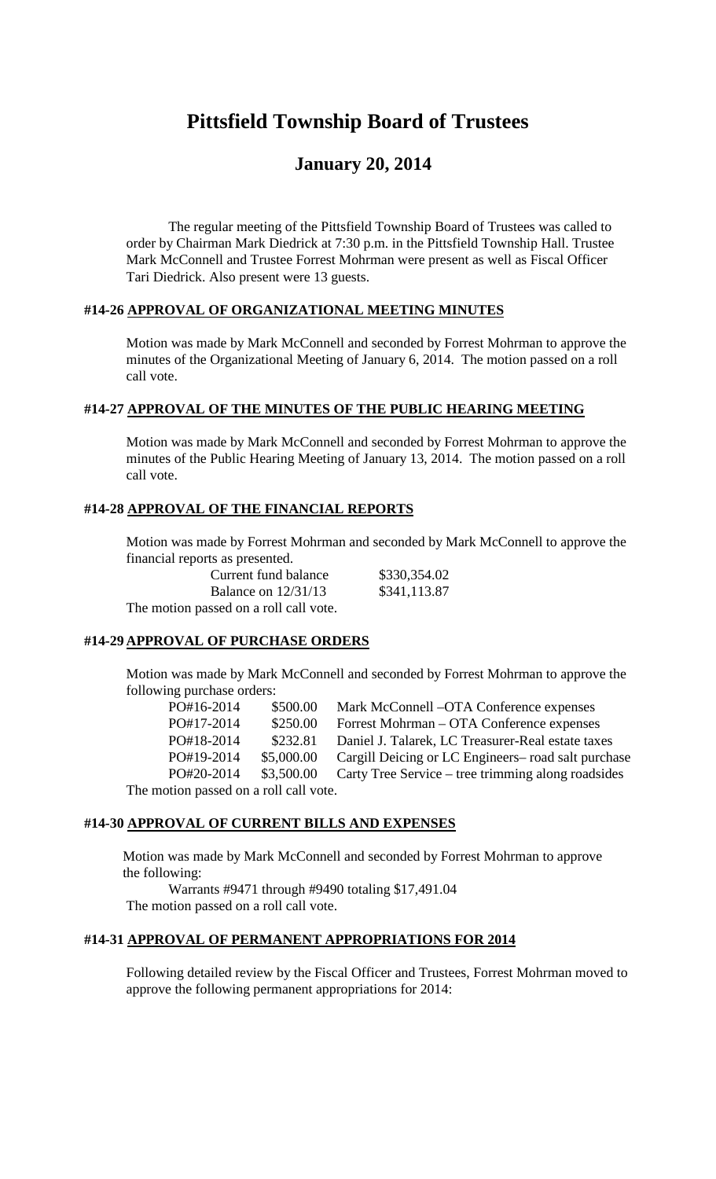# Pittsfield Township Board of Trustees

## January 20, 2014

The regular meeting of the Pittsfield Township Board of Trustees was called to order by Chairman Mark Diedrick at 7:30 p.m. in the Pittsfield Township Hall. Trustee Mark McConnell and Trustee Forrest Mohrman were present as well as Fiscal Officer Tari Diedrick. Also present were 13 guests.

### #14-26 APPROVAL OF ORGANIZATIONAL MEETING MINUTES

Motion was made by Mark McConnell and seconded by Forrest Mohrman to approve the minutes of the Organizational Meeting of January 6, 2014. The motion passed on a roll call vote.

### #14-27 APPROVAL OF THE MINUTES OF THE PUBLIC HEARING MEETING

Motion was made by Mark McConnell and seconded by Forrest Mohrman to approve the minutes of the Public Hearing Meeting of January 13, 2014. The motion passed on a roll call vote.

### #14-28 APPROVAL OF THE FINANCIAL REPORTS

Motion was made by Forrest Mohrman and seconded by Mark McConnell to approve the financial reports as presented.

| | |
|---|---|
| Current fund balance | $330,354.02 |
| Balance on 12/31/13 | $341,113.87 |

The motion passed on a roll call vote.

### #14-29 APPROVAL OF PURCHASE ORDERS

Motion was made by Mark McConnell and seconded by Forrest Mohrman to approve the following purchase orders:

| | | |
|---|---|---|
| PO#16-2014 | $500.00 | Mark McConnell –OTA Conference expenses |
| PO#17-2014 | $250.00 | Forrest Mohrman – OTA Conference expenses |
| PO#18-2014 | $232.81 | Daniel J. Talarek, LC Treasurer-Real estate taxes |
| PO#19-2014 | $5,000.00 | Cargill Deicing or LC Engineers– road salt purchase |
| PO#20-2014 | $3,500.00 | Carty Tree Service – tree trimming along roadsides |

The motion passed on a roll call vote.

### #14-30 APPROVAL OF CURRENT BILLS AND EXPENSES

Motion was made by Mark McConnell and seconded by Forrest Mohrman to approve the following:

Warrants #9471 through #9490 totaling $17,491.04

The motion passed on a roll call vote.

### #14-31 APPROVAL OF PERMANENT APPROPRIATIONS FOR 2014

Following detailed review by the Fiscal Officer and Trustees, Forrest Mohrman moved to approve the following permanent appropriations for 2014: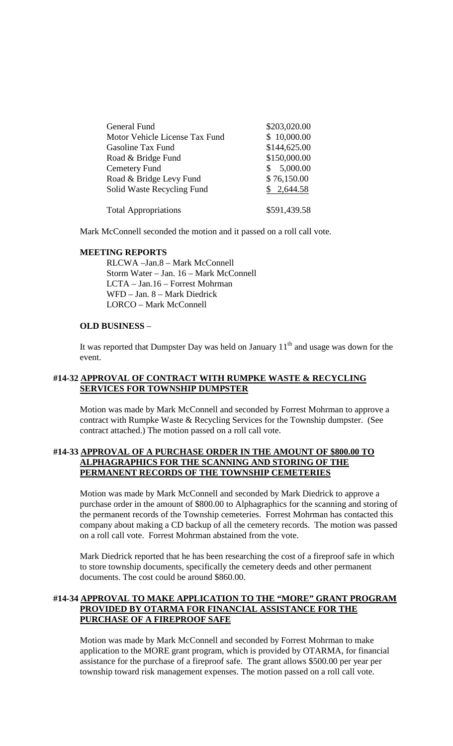| | |
|---|---|
| General Fund | \$203,020.00 |
| Motor Vehicle License Tax Fund | \$ 10,000.00 |
| Gasoline Tax Fund | \$144,625.00 |
| Road & Bridge Fund | \$150,000.00 |
| Cemetery Fund | \$ 5,000.00 |
| Road & Bridge Levy Fund | \$ 76,150.00 |
| Solid Waste Recycling Fund | \$ 2,644.58 |
| Total Appropriations | \$591,439.58 |

Mark McConnell seconded the motion and it passed on a roll call vote.

**MEETING REPORTS**

RLCWA –Jan.8 – Mark McConnell
Storm Water – Jan. 16 – Mark McConnell
LCTA – Jan.16 – Forrest Mohrman
WFD – Jan. 8 – Mark Diedrick
LORCO – Mark McConnell

**OLD BUSINESS** –

It was reported that Dumpster Day was held on January 11th and usage was down for the event.

**#14-32 APPROVAL OF CONTRACT WITH RUMPKE WASTE & RECYCLING SERVICES FOR TOWNSHIP DUMPSTER**

Motion was made by Mark McConnell and seconded by Forrest Mohrman to approve a contract with Rumpke Waste & Recycling Services for the Township dumpster. (See contract attached.) The motion passed on a roll call vote.

**#14-33 APPROVAL OF A PURCHASE ORDER IN THE AMOUNT OF \$800.00 TO ALPHAGRAPHICS FOR THE SCANNING AND STORING OF THE PERMANENT RECORDS OF THE TOWNSHIP CEMETERIES**

Motion was made by Mark McConnell and seconded by Mark Diedrick to approve a purchase order in the amount of \$800.00 to Alphagraphics for the scanning and storing of the permanent records of the Township cemeteries. Forrest Mohrman has contacted this company about making a CD backup of all the cemetery records. The motion was passed on a roll call vote. Forrest Mohrman abstained from the vote.

Mark Diedrick reported that he has been researching the cost of a fireproof safe in which to store township documents, specifically the cemetery deeds and other permanent documents. The cost could be around \$860.00.

**#14-34 APPROVAL TO MAKE APPLICATION TO THE "MORE" GRANT PROGRAM PROVIDED BY OTARMA FOR FINANCIAL ASSISTANCE FOR THE PURCHASE OF A FIREPROOF SAFE**

Motion was made by Mark McConnell and seconded by Forrest Mohrman to make application to the MORE grant program, which is provided by OTARMA, for financial assistance for the purchase of a fireproof safe. The grant allows \$500.00 per year per township toward risk management expenses. The motion passed on a roll call vote.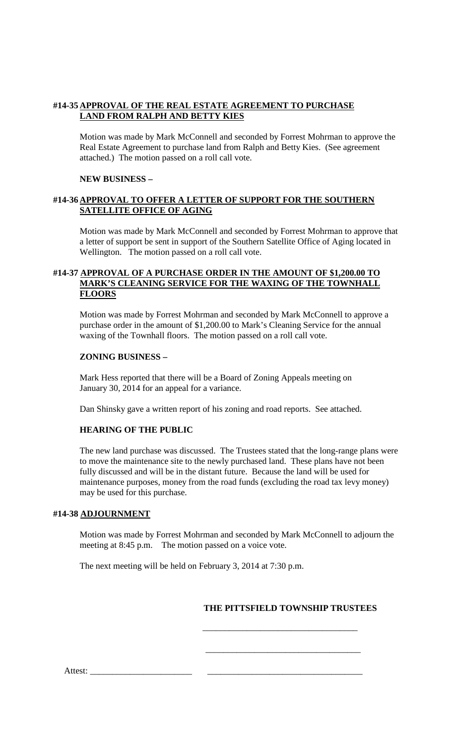**#14-35 APPROVAL OF THE REAL ESTATE AGREEMENT TO PURCHASE LAND FROM RALPH AND BETTY KIES**

Motion was made by Mark McConnell and seconded by Forrest Mohrman to approve the Real Estate Agreement to purchase land from Ralph and Betty Kies. (See agreement attached.) The motion passed on a roll call vote.

**NEW BUSINESS –**

**#14-36 APPROVAL TO OFFER A LETTER OF SUPPORT FOR THE SOUTHERN SATELLITE OFFICE OF AGING**

Motion was made by Mark McConnell and seconded by Forrest Mohrman to approve that a letter of support be sent in support of the Southern Satellite Office of Aging located in Wellington. The motion passed on a roll call vote.

**#14-37 APPROVAL OF A PURCHASE ORDER IN THE AMOUNT OF $1,200.00 TO MARK'S CLEANING SERVICE FOR THE WAXING OF THE TOWNHALL FLOORS**

Motion was made by Forrest Mohrman and seconded by Mark McConnell to approve a purchase order in the amount of $1,200.00 to Mark's Cleaning Service for the annual waxing of the Townhall floors. The motion passed on a roll call vote.

**ZONING BUSINESS –**

Mark Hess reported that there will be a Board of Zoning Appeals meeting on January 30, 2014 for an appeal for a variance.

Dan Shinsky gave a written report of his zoning and road reports. See attached.

**HEARING OF THE PUBLIC**

The new land purchase was discussed. The Trustees stated that the long-range plans were to move the maintenance site to the newly purchased land. These plans have not been fully discussed and will be in the distant future. Because the land will be used for maintenance purposes, money from the road funds (excluding the road tax levy money) may be used for this purchase.

**#14-38 ADJOURNMENT**

Motion was made by Forrest Mohrman and seconded by Mark McConnell to adjourn the meeting at 8:45 p.m. The motion passed on a voice vote.

The next meeting will be held on February 3, 2014 at 7:30 p.m.

**THE PITTSFIELD TOWNSHIP TRUSTEES**

___________________________________

___________________________________

Attest: _______________________ ___________________________________